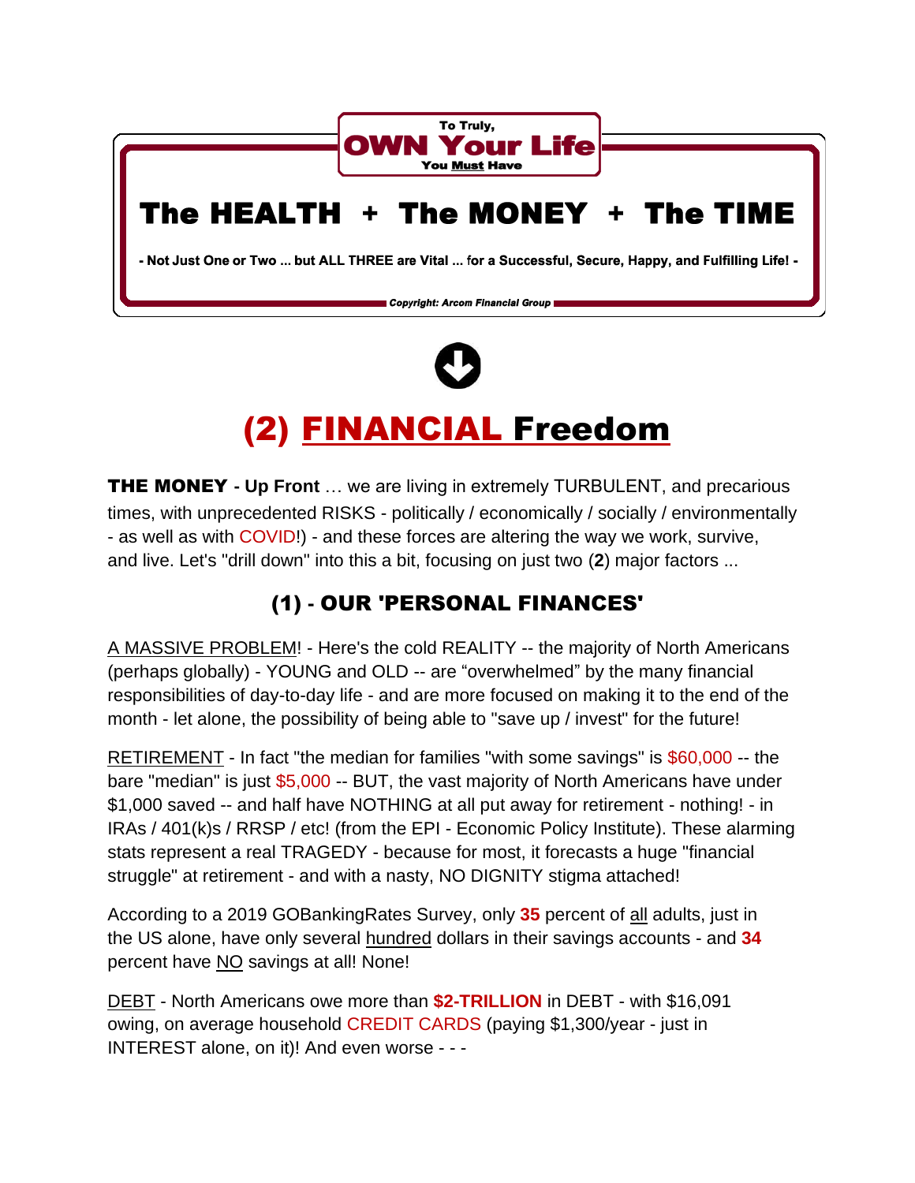To Truly,

**OWN Your Life**

You **Must** Have

# The HEALTH + The MONEY + The TIME

**- Not Just One or Two ... but ALL THREE are Vital ... for a Successful, Secure, Happy, and Fulfilling Life! -**

***Copyright: Arcom Financial Group***

# (2) FINANCIAL Freedom

**THE MONEY - Up Front** … we are living in extremely TURBULENT, and precarious times, with unprecedented RISKS - politically / economically / socially / environmentally - as well as with COVID!) - and these forces are altering the way we work, survive, and live. Let's "drill down" into this a bit, focusing on just two (**2**) major factors ...

## (1) - OUR 'PERSONAL FINANCES'

A MASSIVE PROBLEM! - Here's the cold REALITY -- the majority of North Americans (perhaps globally) - YOUNG and OLD -- are "overwhelmed" by the many financial responsibilities of day-to-day life - and are more focused on making it to the end of the month - let alone, the possibility of being able to "save up / invest" for the future!

RETIREMENT - In fact "the median for families "with some savings" is $60,000 -- the bare "median" is just $5,000 -- BUT, the vast majority of North Americans have under $1,000 saved -- and half have NOTHING at all put away for retirement - nothing! - in IRAs / 401(k)s / RRSP / etc! (from the EPI - Economic Policy Institute). These alarming stats represent a real TRAGEDY - because for most, it forecasts a huge "financial struggle" at retirement - and with a nasty, NO DIGNITY stigma attached!

According to a 2019 GOBankingRates Survey, only **35** percent of all adults, just in the US alone, have only several hundred dollars in their savings accounts - and **34** percent have NO savings at all! None!

DEBT - North Americans owe more than **$2-TRILLION** in DEBT - with $16,091 owing, on average household CREDIT CARDS (paying $1,300/year - just in INTEREST alone, on it)! And even worse - - -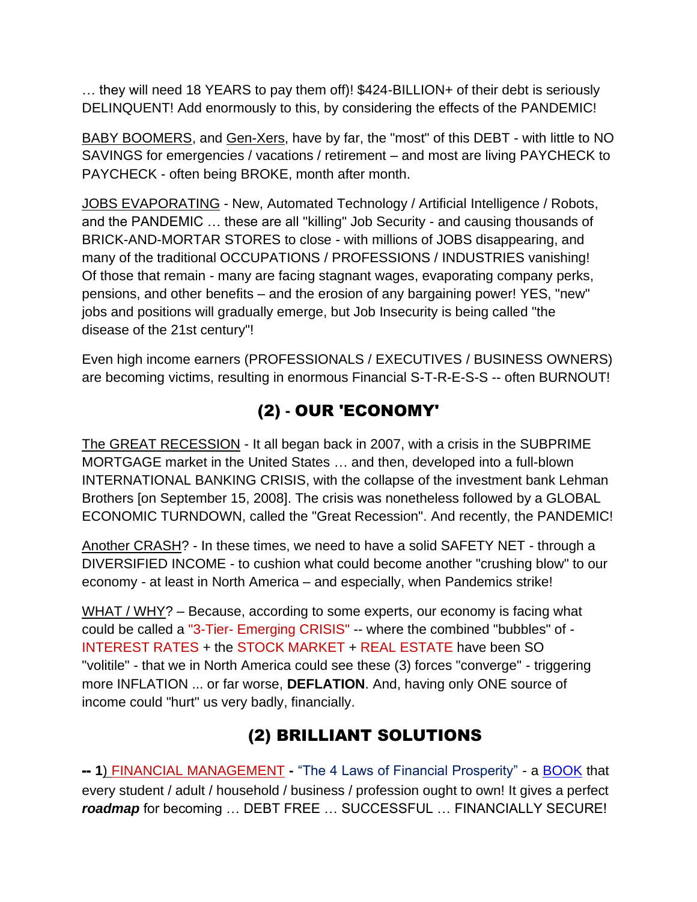… they will need 18 YEARS to pay them off)! $424-BILLION+ of their debt is seriously DELINQUENT! Add enormously to this, by considering the effects of the PANDEMIC!

BABY BOOMERS, and Gen-Xers, have by far, the "most" of this DEBT - with little to NO SAVINGS for emergencies / vacations / retirement – and most are living PAYCHECK to PAYCHECK - often being BROKE, month after month.

JOBS EVAPORATING - New, Automated Technology / Artificial Intelligence / Robots, and the PANDEMIC … these are all "killing" Job Security - and causing thousands of BRICK-AND-MORTAR STORES to close - with millions of JOBS disappearing, and many of the traditional OCCUPATIONS / PROFESSIONS / INDUSTRIES vanishing! Of those that remain - many are facing stagnant wages, evaporating company perks, pensions, and other benefits – and the erosion of any bargaining power! YES, "new" jobs and positions will gradually emerge, but Job Insecurity is being called "the disease of the 21st century"!

Even high income earners (PROFESSIONALS / EXECUTIVES / BUSINESS OWNERS) are becoming victims, resulting in enormous Financial S-T-R-E-S-S -- often BURNOUT!

## (2) - OUR 'ECONOMY'

The GREAT RECESSION - It all began back in 2007, with a crisis in the SUBPRIME MORTGAGE market in the United States … and then, developed into a full-blown INTERNATIONAL BANKING CRISIS, with the collapse of the investment bank Lehman Brothers [on September 15, 2008]. The crisis was nonetheless followed by a GLOBAL ECONOMIC TURNDOWN, called the "Great Recession". And recently, the PANDEMIC!

Another CRASH? - In these times, we need to have a solid SAFETY NET - through a DIVERSIFIED INCOME - to cushion what could become another "crushing blow" to our economy - at least in North America – and especially, when Pandemics strike!

WHAT / WHY? – Because, according to some experts, our economy is facing what could be called a "3-Tier- Emerging CRISIS" -- where the combined "bubbles" of - INTEREST RATES + the STOCK MARKET + REAL ESTATE have been SO "volitile" - that we in North America could see these (3) forces "converge" - triggering more INFLATION ... or far worse, **DEFLATION**. And, having only ONE source of income could "hurt" us very badly, financially.

## (2) BRILLIANT SOLUTIONS

**-- 1**) FINANCIAL MANAGEMENT **-** "The 4 Laws of Financial Prosperity" - a BOOK that every student / adult / household / business / profession ought to own! It gives a perfect ***roadmap*** for becoming … DEBT FREE … SUCCESSFUL … FINANCIALLY SECURE!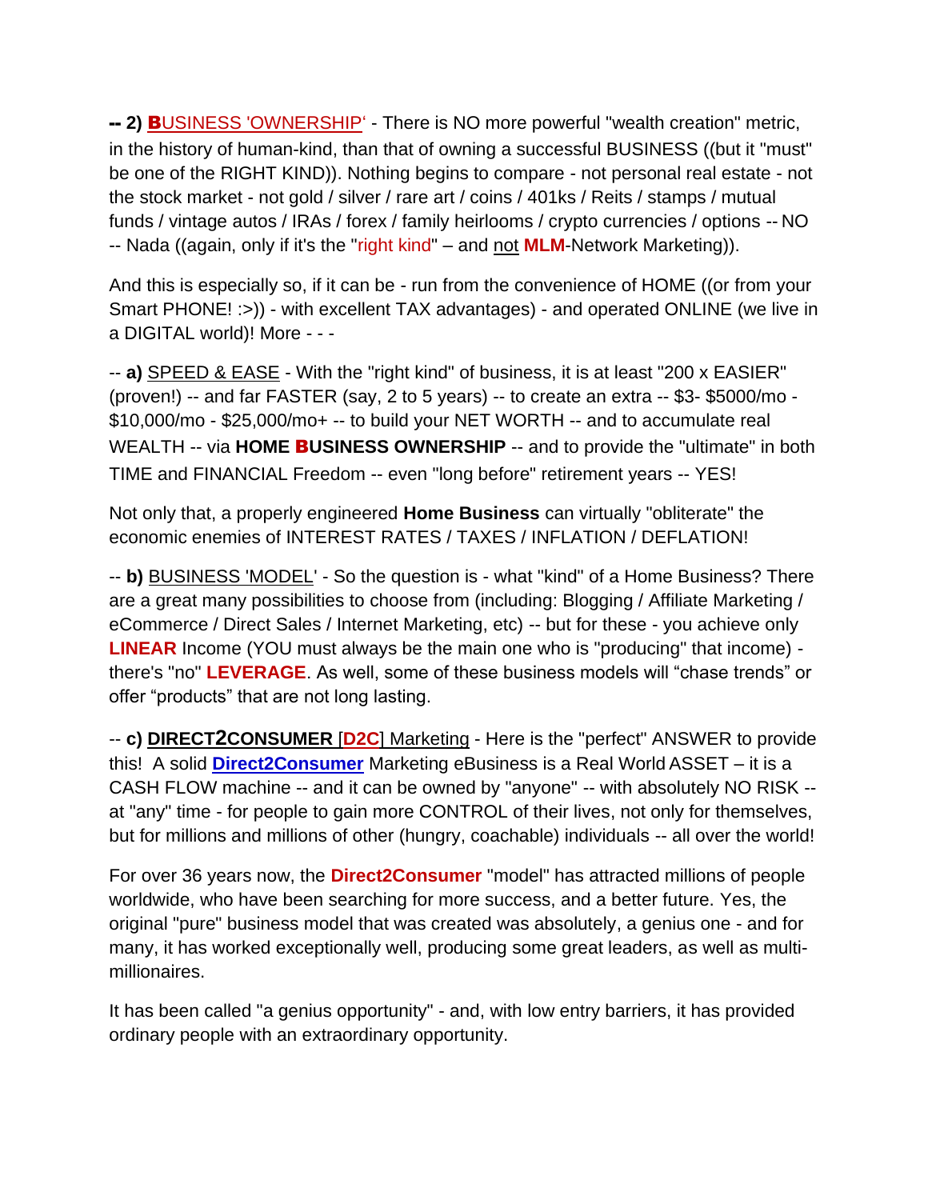-- **2) BUSINESS 'OWNERSHIP'** - There is NO more powerful "wealth creation" metric, in the history of human-kind, than that of owning a successful BUSINESS ((but it "must" be one of the RIGHT KIND)). Nothing begins to compare - not personal real estate - not the stock market - not gold / silver / rare art / coins / 401ks / Reits / stamps / mutual funds / vintage autos / IRAs / forex / family heirlooms / crypto currencies / options -- NO -- Nada ((again, only if it's the "right kind" – and not **MLM**-Network Marketing)).

And this is especially so, if it can be - run from the convenience of HOME ((or from your Smart PHONE! :>)) - with excellent TAX advantages) - and operated ONLINE (we live in a DIGITAL world)! More - - -

-- **a)** SPEED & EASE - With the "right kind" of business, it is at least "200 x EASIER" (proven!) -- and far FASTER (say, 2 to 5 years) -- to create an extra -- $3- $5000/mo - $10,000/mo - $25,000/mo+ -- to build your NET WORTH -- and to accumulate real WEALTH -- via **HOME BUSINESS OWNERSHIP** -- and to provide the "ultimate" in both TIME and FINANCIAL Freedom -- even "long before" retirement years -- YES!

Not only that, a properly engineered **Home Business** can virtually "obliterate" the economic enemies of INTEREST RATES / TAXES / INFLATION / DEFLATION!

-- **b)** BUSINESS 'MODEL' - So the question is - what "kind" of a Home Business? There are a great many possibilities to choose from (including: Blogging / Affiliate Marketing / eCommerce / Direct Sales / Internet Marketing, etc) -- but for these - you achieve only **LINEAR** Income (YOU must always be the main one who is "producing" that income) - there's "no" **LEVERAGE**. As well, some of these business models will "chase trends" or offer "products" that are not long lasting.

-- **c) DIRECT2CONSUMER** [**D2C**] Marketing - Here is the "perfect" ANSWER to provide this! A solid **Direct2Consumer** Marketing eBusiness is a Real World ASSET – it is a CASH FLOW machine -- and it can be owned by "anyone" -- with absolutely NO RISK -- at "any" time - for people to gain more CONTROL of their lives, not only for themselves, but for millions and millions of other (hungry, coachable) individuals -- all over the world!

For over 36 years now, the **Direct2Consumer** "model" has attracted millions of people worldwide, who have been searching for more success, and a better future. Yes, the original "pure" business model that was created was absolutely, a genius one - and for many, it has worked exceptionally well, producing some great leaders, as well as multi-millionaires.

It has been called "a genius opportunity" - and, with low entry barriers, it has provided ordinary people with an extraordinary opportunity.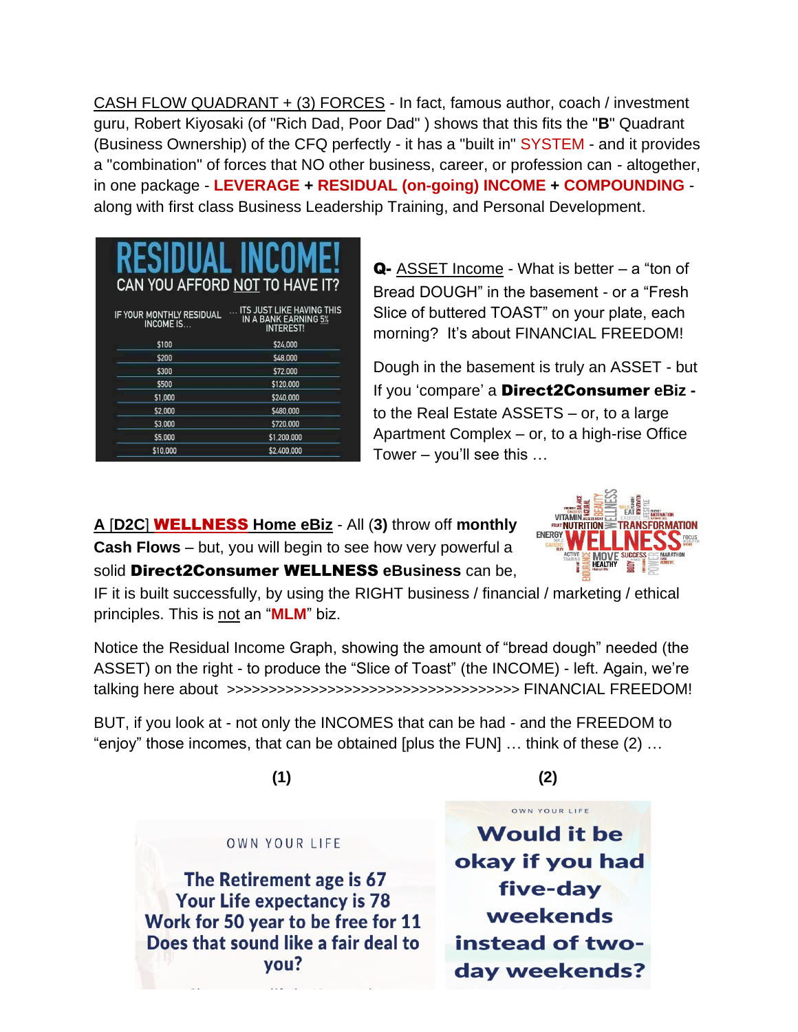CASH FLOW QUADRANT + (3) FORCES - In fact, famous author, coach / investment guru, Robert Kiyosaki (of "Rich Dad, Poor Dad" ) shows that this fits the "**B**" Quadrant (Business Ownership) of the CFQ perfectly - it has a "built in" SYSTEM - and it provides a "combination" of forces that NO other business, career, or profession can - altogether, in one package - **LEVERAGE** + **RESIDUAL (on-going) INCOME** + **COMPOUNDING** - along with first class Business Leadership Training, and Personal Development.

**RESIDUAL INCOME!**
**CAN YOU AFFORD NOT TO HAVE IT?**

| IF YOUR MONTHLY RESIDUAL INCOME IS... | ... ITS JUST LIKE HAVING THIS IN A BANK EARNING 5% INTEREST! |
|---|---|
| $100 | $24,000 |
| $200 | $48,000 |
| $300 | $72,000 |
| $500 | $120,000 |
| $1,000 | $240,000 |
| $2,000 | $480,000 |
| $3,000 | $720,000 |
| $5,000 | $1,200,000 |
| $10,000 | $2,400,000 |

**Q-** ASSET Income - What is better – a "ton of Bread DOUGH" in the basement - or a "Fresh Slice of buttered TOAST" on your plate, each morning? It's about FINANCIAL FREEDOM!

Dough in the basement is truly an ASSET - but If you 'compare' a **Direct2Consumer** eBiz - to the Real Estate ASSETS – or, to a large Apartment Complex – or, to a high-rise Office Tower – you'll see this …

**A [D2C] WELLNESS Home eBiz** - All (**3**) throw off **monthly Cash Flows** – but, you will begin to see how very powerful a solid **Direct2Consumer WELLNESS eBusiness** can be, IF it is built successfully, by using the RIGHT business / financial / marketing / ethical principles. This is not an "**MLM**" biz.

Notice the Residual Income Graph, showing the amount of "bread dough" needed (the ASSET) on the right - to produce the "Slice of Toast" (the INCOME) - left. Again, we're talking here about >>>>>>>>>>>>>>>>>>>>>>>>>>>>>>>>>>>>> FINANCIAL FREEDOM!

BUT, if you look at - not only the INCOMES that can be had - and the FREEDOM to "enjoy" those incomes, that can be obtained [plus the FUN] … think of these (2) …

**(1)**

OWN YOUR LIFE

**The Retirement age is 67**
**Your Life expectancy is 78**
**Work for 50 year to be free for 11**
**Does that sound like a fair deal to you?**

**(2)**

OWN YOUR LIFE

**Would it be okay if you had five-day weekends instead of two-day weekends?**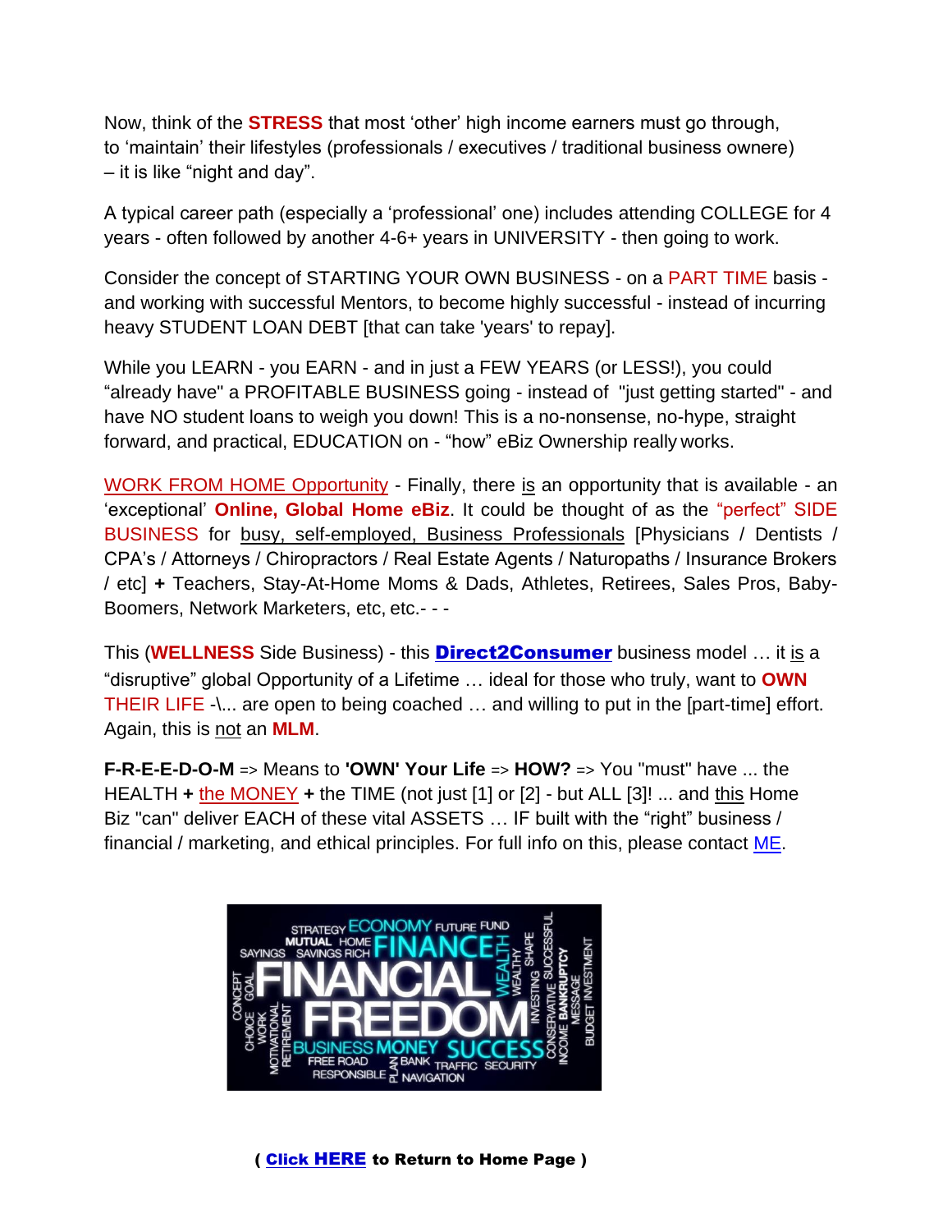Now, think of the **STRESS** that most 'other' high income earners must go through, to 'maintain' their lifestyles (professionals / executives / traditional business ownere) – it is like "night and day".

A typical career path (especially a 'professional' one) includes attending COLLEGE for 4 years - often followed by another 4-6+ years in UNIVERSITY - then going to work.

Consider the concept of STARTING YOUR OWN BUSINESS - on a PART TIME basis - and working with successful Mentors, to become highly successful - instead of incurring heavy STUDENT LOAN DEBT [that can take 'years' to repay].

While you LEARN - you EARN - and in just a FEW YEARS (or LESS!), you could "already have" a PROFITABLE BUSINESS going - instead of "just getting started" - and have NO student loans to weigh you down! This is a no-nonsense, no-hype, straight forward, and practical, EDUCATION on - "how" eBiz Ownership really works.

WORK FROM HOME Opportunity - Finally, there is an opportunity that is available - an 'exceptional' **Online, Global Home eBiz**. It could be thought of as the "perfect" SIDE BUSINESS for busy, self-employed, Business Professionals [Physicians / Dentists / CPA's / Attorneys / Chiropractors / Real Estate Agents / Naturopaths / Insurance Brokers / etc] **+** Teachers, Stay-At-Home Moms & Dads, Athletes, Retirees, Sales Pros, Baby-Boomers, Network Marketers, etc, etc.- - -

This (**WELLNESS** Side Business) - this **Direct2Consumer** business model … it is a "disruptive" global Opportunity of a Lifetime … ideal for those who truly, want to **OWN** THEIR LIFE -\... are open to being coached … and willing to put in the [part-time] effort. Again, this is not an **MLM**.

**F-R-E-E-D-O-M** => Means to **'OWN' Your Life** => **HOW?** => You "must" have ... the HEALTH **+** the MONEY **+** the TIME (not just [1] or [2] - but ALL [3]! ... and this Home Biz "can" deliver EACH of these vital ASSETS … IF built with the "right" business / financial / marketing, and ethical principles. For full info on this, please contact ME.

**( Click HERE to Return to Home Page )**